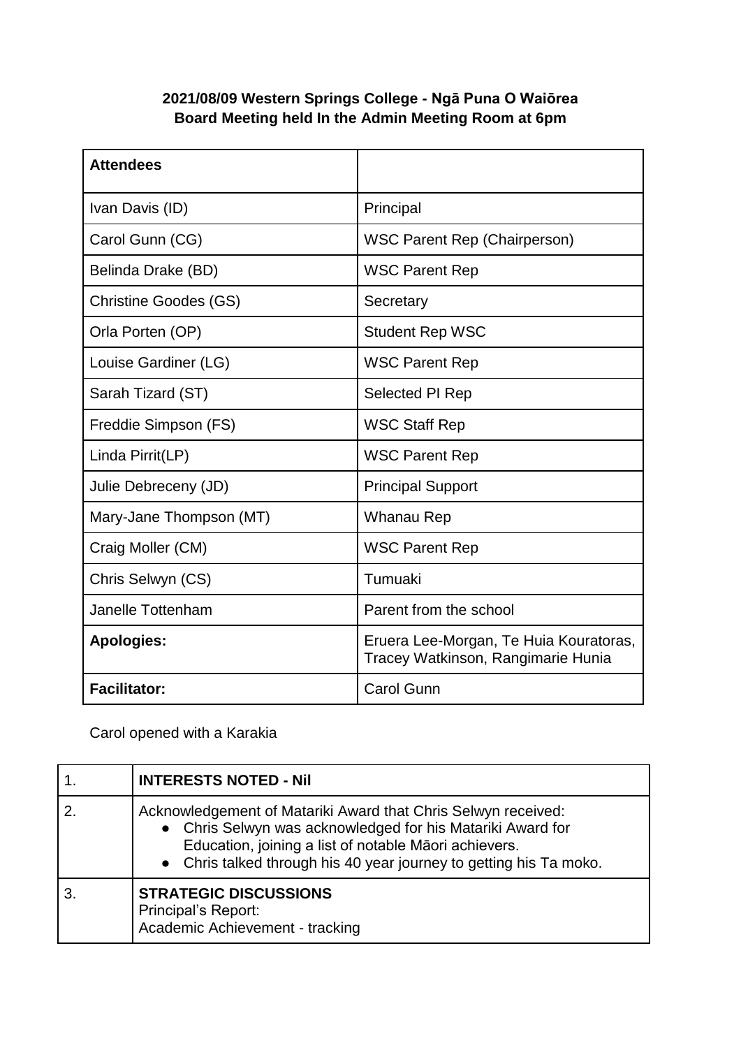**2021/08/09 Western Springs College - Ngā Puna O Waiōrea**
**Board Meeting held In the Admin Meeting Room at 6pm**

| **Attendees** | |
|---|---|
| Ivan Davis (ID) | Principal |
| Carol Gunn (CG) | WSC Parent Rep (Chairperson) |
| Belinda Drake (BD) | WSC Parent Rep |
| Christine Goodes (GS) | Secretary |
| Orla Porten (OP) | Student Rep WSC |
| Louise Gardiner (LG) | WSC Parent Rep |
| Sarah Tizard (ST) | Selected PI Rep |
| Freddie Simpson (FS) | WSC Staff Rep |
| Linda Pirrit(LP) | WSC Parent Rep |
| Julie Debreceny (JD) | Principal Support |
| Mary-Jane Thompson (MT) | Whanau Rep |
| Craig Moller (CM) | WSC Parent Rep |
| Chris Selwyn (CS) | Tumuaki |
| Janelle Tottenham | Parent from the school |
| **Apologies:** | Eruera Lee-Morgan, Te Huia Kouratoras, Tracey Watkinson, Rangimarie Hunia |
| **Facilitator:** | Carol Gunn |

Carol opened with a Karakia

| 1. | **INTERESTS NOTED - Nil** |
|---|---|
| 2. | Acknowledgement of Matariki Award that Chris Selwyn received:<br>• Chris Selwyn was acknowledged for his Matariki Award for Education, joining a list of notable Māori achievers.<br>• Chris talked through his 40 year journey to getting his Ta moko. |
| 3. | **STRATEGIC DISCUSSIONS**<br>Principal's Report:<br>Academic Achievement - tracking |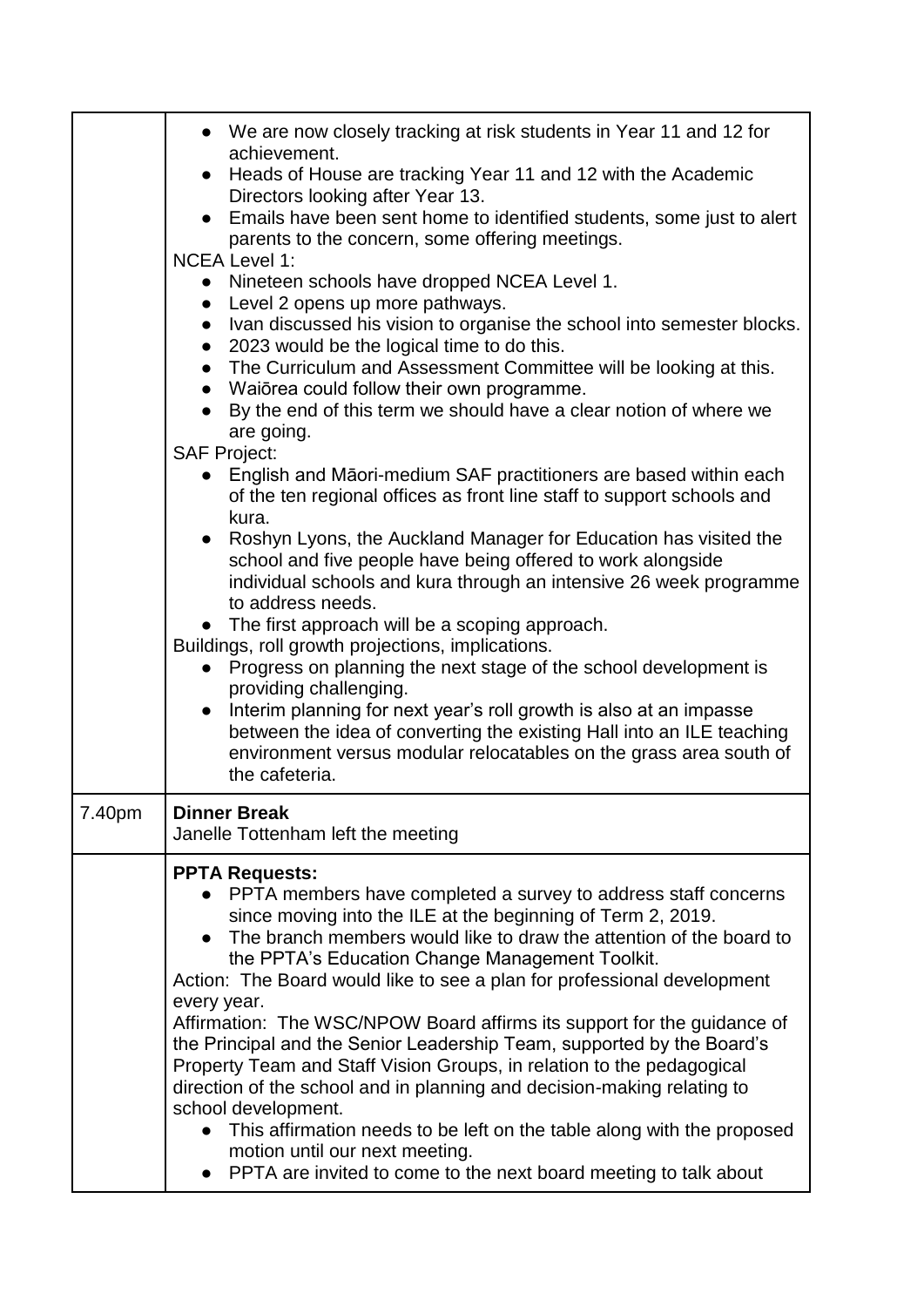| | |
|---|---|
| | • We are now closely tracking at risk students in Year 11 and 12 for achievement.<br>• Heads of House are tracking Year 11 and 12 with the Academic Directors looking after Year 13.<br>• Emails have been sent home to identified students, some just to alert parents to the concern, some offering meetings.<br>NCEA Level 1:<br>• Nineteen schools have dropped NCEA Level 1.<br>• Level 2 opens up more pathways.<br>• Ivan discussed his vision to organise the school into semester blocks.<br>• 2023 would be the logical time to do this.<br>• The Curriculum and Assessment Committee will be looking at this.<br>• Waiōrea could follow their own programme.<br>• By the end of this term we should have a clear notion of where we are going.<br>SAF Project:<br>• English and Māori-medium SAF practitioners are based within each of the ten regional offices as front line staff to support schools and kura.<br>• Roshyn Lyons, the Auckland Manager for Education has visited the school and five people have being offered to work alongside individual schools and kura through an intensive 26 week programme to address needs.<br>• The first approach will be a scoping approach.<br>Buildings, roll growth projections, implications.<br>• Progress on planning the next stage of the school development is providing challenging.<br>• Interim planning for next year's roll growth is also at an impasse between the idea of converting the existing Hall into an ILE teaching environment versus modular relocatables on the grass area south of the cafeteria. |
| 7.40pm | **Dinner Break**<br>Janelle Tottenham left the meeting |
| | **PPTA Requests:**<br>• PPTA members have completed a survey to address staff concerns since moving into the ILE at the beginning of Term 2, 2019.<br>• The branch members would like to draw the attention of the board to the PPTA's Education Change Management Toolkit.<br>Action: The Board would like to see a plan for professional development every year.<br>Affirmation: The WSC/NPOW Board affirms its support for the guidance of the Principal and the Senior Leadership Team, supported by the Board's Property Team and Staff Vision Groups, in relation to the pedagogical direction of the school and in planning and decision-making relating to school development.<br>• This affirmation needs to be left on the table along with the proposed motion until our next meeting.<br>• PPTA are invited to come to the next board meeting to talk about |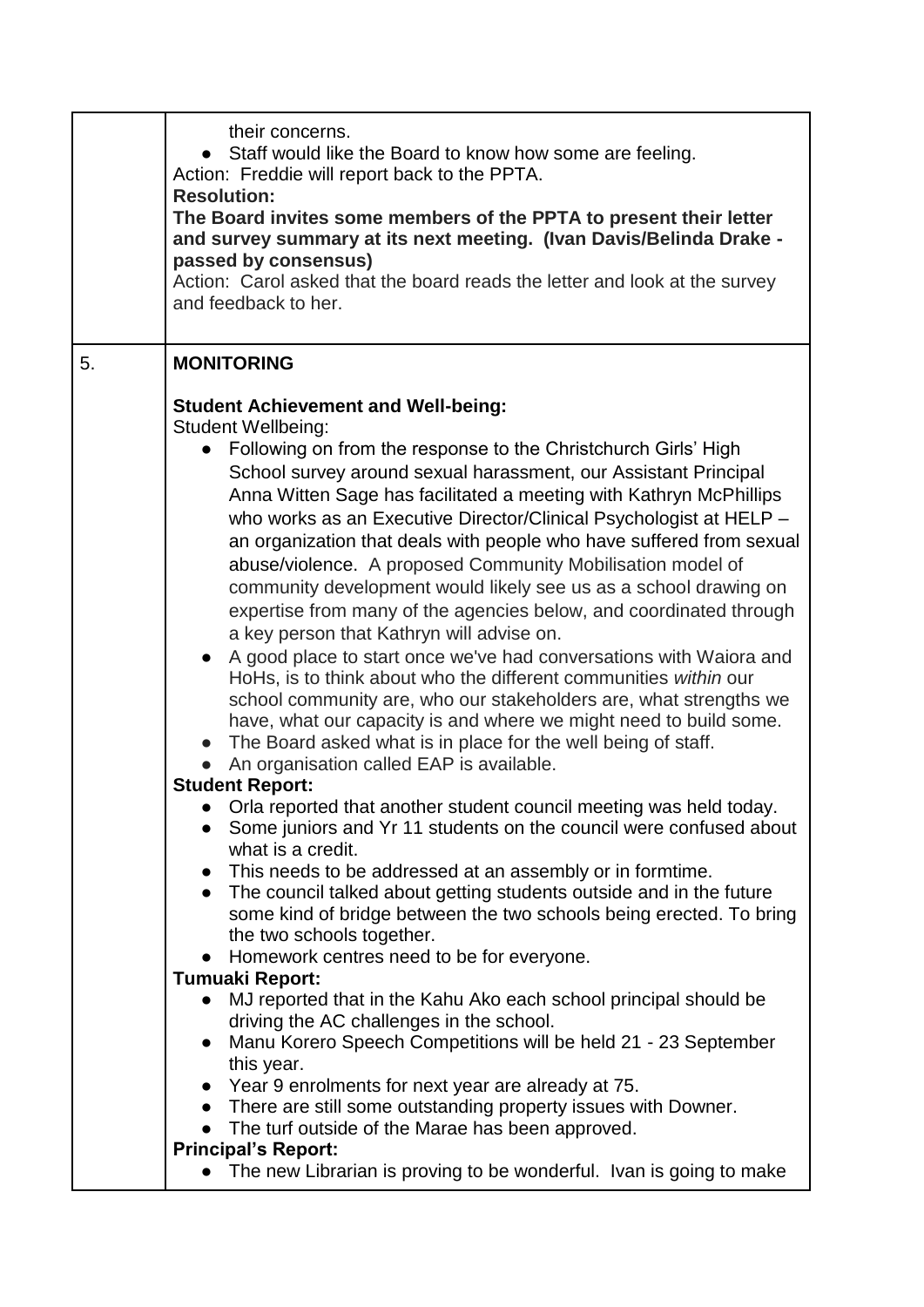| | |
|---|---|
| | their concerns.<br>● Staff would like the Board to know how some are feeling.<br>Action: Freddie will report back to the PPTA.<br>**Resolution:**<br>**The Board invites some members of the PPTA to present their letter and survey summary at its next meeting. (Ivan Davis/Belinda Drake - passed by consensus)**<br>Action: Carol asked that the board reads the letter and look at the survey and feedback to her. |
| 5. | **MONITORING**<br><br>**Student Achievement and Well-being:**<br>Student Wellbeing:<br>● Following on from the response to the Christchurch Girls' High School survey around sexual harassment, our Assistant Principal Anna Witten Sage has facilitated a meeting with Kathryn McPhillips who works as an Executive Director/Clinical Psychologist at HELP – an organization that deals with people who have suffered from sexual abuse/violence. A proposed Community Mobilisation model of community development would likely see us as a school drawing on expertise from many of the agencies below, and coordinated through a key person that Kathryn will advise on.<br>● A good place to start once we've had conversations with Waiora and HoHs, is to think about who the different communities *within* our school community are, who our stakeholders are, what strengths we have, what our capacity is and where we might need to build some.<br>● The Board asked what is in place for the well being of staff.<br>● An organisation called EAP is available.<br>**Student Report:**<br>● Orla reported that another student council meeting was held today.<br>● Some juniors and Yr 11 students on the council were confused about what is a credit.<br>● This needs to be addressed at an assembly or in formtime.<br>● The council talked about getting students outside and in the future some kind of bridge between the two schools being erected. To bring the two schools together.<br>● Homework centres need to be for everyone.<br>**Tumuaki Report:**<br>● MJ reported that in the Kahu Ako each school principal should be driving the AC challenges in the school.<br>● Manu Korero Speech Competitions will be held 21 - 23 September this year.<br>● Year 9 enrolments for next year are already at 75.<br>● There are still some outstanding property issues with Downer.<br>● The turf outside of the Marae has been approved.<br>**Principal's Report:**<br>● The new Librarian is proving to be wonderful. Ivan is going to make |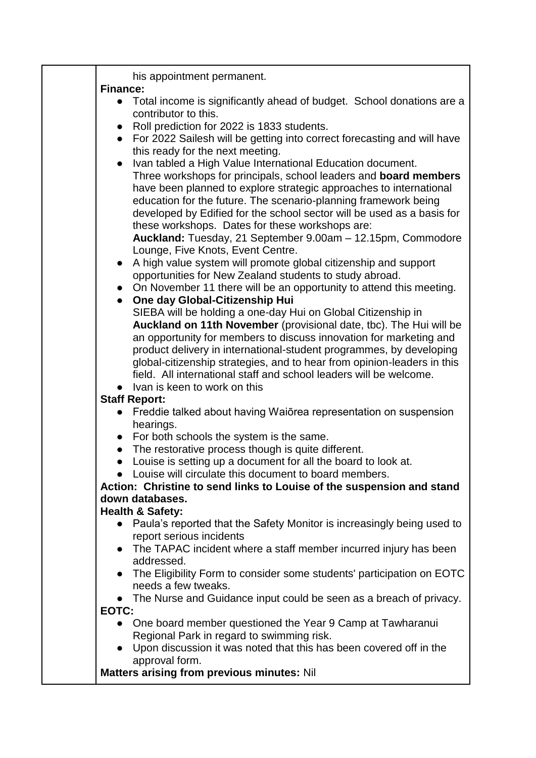his appointment permanent.

**Finance:**

- Total income is significantly ahead of budget. School donations are a contributor to this.
- Roll prediction for 2022 is 1833 students.
- For 2022 Sailesh will be getting into correct forecasting and will have this ready for the next meeting.
- Ivan tabled a High Value International Education document. Three workshops for principals, school leaders and **board members** have been planned to explore strategic approaches to international education for the future. The scenario-planning framework being developed by Edified for the school sector will be used as a basis for these workshops. Dates for these workshops are: **Auckland:** Tuesday, 21 September 9.00am – 12.15pm, Commodore Lounge, Five Knots, Event Centre.
- A high value system will promote global citizenship and support opportunities for New Zealand students to study abroad.
- On November 11 there will be an opportunity to attend this meeting.
- **One day Global-Citizenship Hui**
  SIEBA will be holding a one-day Hui on Global Citizenship in **Auckland on 11th November** (provisional date, tbc). The Hui will be an opportunity for members to discuss innovation for marketing and product delivery in international-student programmes, by developing global-citizenship strategies, and to hear from opinion-leaders in this field. All international staff and school leaders will be welcome.
- Ivan is keen to work on this

**Staff Report:**

- Freddie talked about having Waiōrea representation on suspension hearings.
- For both schools the system is the same.
- The restorative process though is quite different.
- Louise is setting up a document for all the board to look at.
- Louise will circulate this document to board members.

**Action: Christine to send links to Louise of the suspension and stand down databases.**

**Health & Safety:**

- Paula's reported that the Safety Monitor is increasingly being used to report serious incidents
- The TAPAC incident where a staff member incurred injury has been addressed.
- The Eligibility Form to consider some students' participation on EOTC needs a few tweaks.
- The Nurse and Guidance input could be seen as a breach of privacy.

**EOTC:**

- One board member questioned the Year 9 Camp at Tawharanui Regional Park in regard to swimming risk.
- Upon discussion it was noted that this has been covered off in the approval form.

**Matters arising from previous minutes:** Nil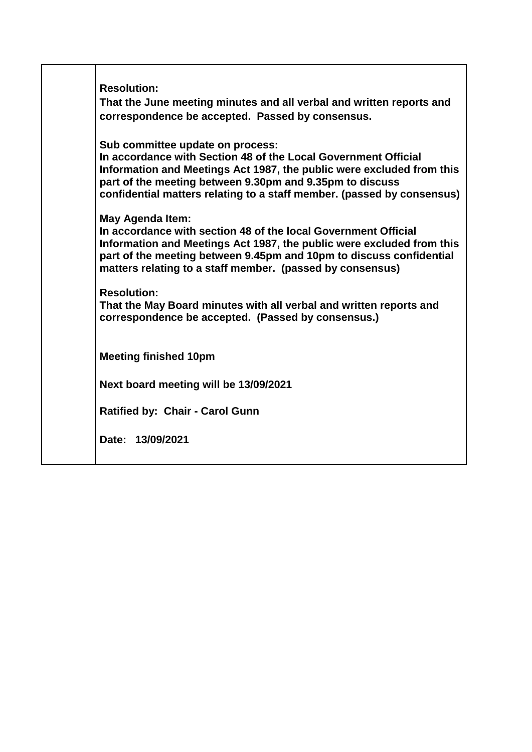| | |
|---|---|
| | **Resolution:**<br>**That the June meeting minutes and all verbal and written reports and correspondence be accepted. Passed by consensus.**<br><br>**Sub committee update on process:**<br>**In accordance with Section 48 of the Local Government Official Information and Meetings Act 1987, the public were excluded from this part of the meeting between 9.30pm and 9.35pm to discuss confidential matters relating to a staff member. (passed by consensus)**<br><br>**May Agenda Item:**<br>**In accordance with section 48 of the local Government Official Information and Meetings Act 1987, the public were excluded from this part of the meeting between 9.45pm and 10pm to discuss confidential matters relating to a staff member. (passed by consensus)**<br><br>**Resolution:**<br>**That the May Board minutes with all verbal and written reports and correspondence be accepted. (Passed by consensus.)**<br><br>**Meeting finished 10pm**<br><br>**Next board meeting will be 13/09/2021**<br><br>**Ratified by: Chair - Carol Gunn**<br><br>**Date: 13/09/2021** |